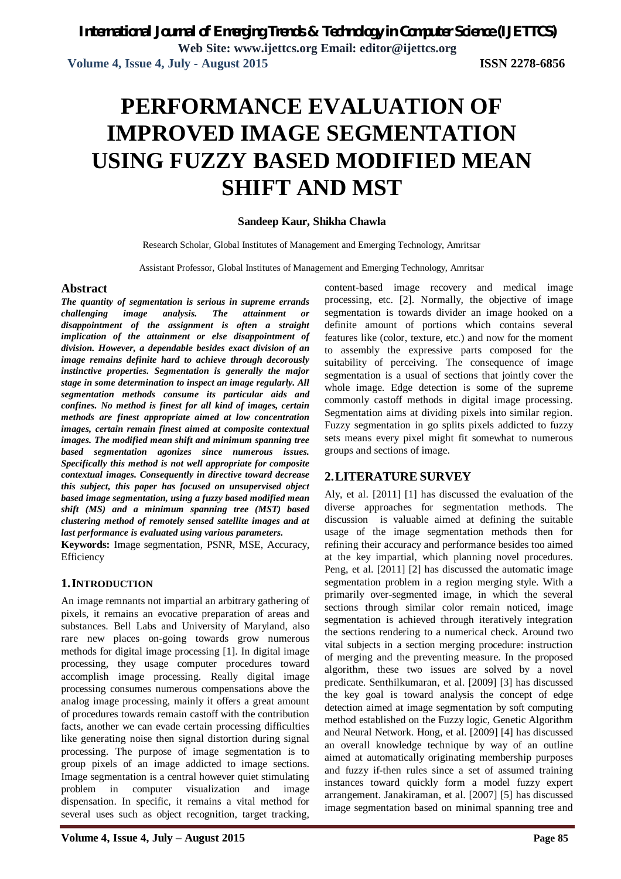# PERFORMANCE EVALUATION OF IMPROVED IMAGE SEGMENTATION USING FUZZY BASED MODIFIED MEAN SHIFT AND MST

**Sandeep Kaur, Shikha Chawla**

Research Scholar, Global Institutes of Management and Emerging Technology, Amritsar

Assistant Professor, Global Institutes of Management and Emerging Technology, Amritsar

## Abstract

***The quantity of segmentation is serious in supreme errands challenging image analysis. The attainment or disappointment of the assignment is often a straight implication of the attainment or else disappointment of division. However, a dependable besides exact division of an image remains definite hard to achieve through decorously instinctive properties. Segmentation is generally the major stage in some determination to inspect an image regularly. All segmentation methods consume its particular aids and confines. No method is finest for all kind of images, certain methods are finest appropriate aimed at low concentration images, certain remain finest aimed at composite contextual images. The modified mean shift and minimum spanning tree based segmentation agonizes since numerous issues. Specifically this method is not well appropriate for composite contextual images. Consequently in directive toward decrease this subject, this paper has focused on unsupervised object based image segmentation, using a fuzzy based modified mean shift (MS) and a minimum spanning tree (MST) based clustering method of remotely sensed satellite images and at last performance is evaluated using various parameters.***

**Keywords:** Image segmentation, PSNR, MSE, Accuracy, Efficiency

## 1. INTRODUCTION

An image remnants not impartial an arbitrary gathering of pixels, it remains an evocative preparation of areas and substances. Bell Labs and University of Maryland, also rare new places on-going towards grow numerous methods for digital image processing [1]. In digital image processing, they usage computer procedures toward accomplish image processing. Really digital image processing consumes numerous compensations above the analog image processing, mainly it offers a great amount of procedures towards remain castoff with the contribution facts, another we can evade certain processing difficulties like generating noise then signal distortion during signal processing. The purpose of image segmentation is to group pixels of an image addicted to image sections. Image segmentation is a central however quiet stimulating problem in computer visualization and image dispensation. In specific, it remains a vital method for several uses such as object recognition, target tracking, content-based image recovery and medical image processing, etc. [2]. Normally, the objective of image segmentation is towards divider an image hooked on a definite amount of portions which contains several features like (color, texture, etc.) and now for the moment to assembly the expressive parts composed for the suitability of perceiving. The consequence of image segmentation is a usual of sections that jointly cover the whole image. Edge detection is some of the supreme commonly castoff methods in digital image processing. Segmentation aims at dividing pixels into similar region. Fuzzy segmentation in go splits pixels addicted to fuzzy sets means every pixel might fit somewhat to numerous groups and sections of image.

## 2. LITERATURE SURVEY

Aly, et al. [2011] [1] has discussed the evaluation of the diverse approaches for segmentation methods. The discussion is valuable aimed at defining the suitable usage of the image segmentation methods then for refining their accuracy and performance besides too aimed at the key impartial, which planning novel procedures. Peng, et al. [2011] [2] has discussed the automatic image segmentation problem in a region merging style. With a primarily over-segmented image, in which the several sections through similar color remain noticed, image segmentation is achieved through iteratively integration the sections rendering to a numerical check. Around two vital subjects in a section merging procedure: instruction of merging and the preventing measure. In the proposed algorithm, these two issues are solved by a novel predicate. Senthilkumaran, et al. [2009] [3] has discussed the key goal is toward analysis the concept of edge detection aimed at image segmentation by soft computing method established on the Fuzzy logic, Genetic Algorithm and Neural Network. Hong, et al. [2009] [4] has discussed an overall knowledge technique by way of an outline aimed at automatically originating membership purposes and fuzzy if-then rules since a set of assumed training instances toward quickly form a model fuzzy expert arrangement. Janakiraman, et al. [2007] [5] has discussed image segmentation based on minimal spanning tree and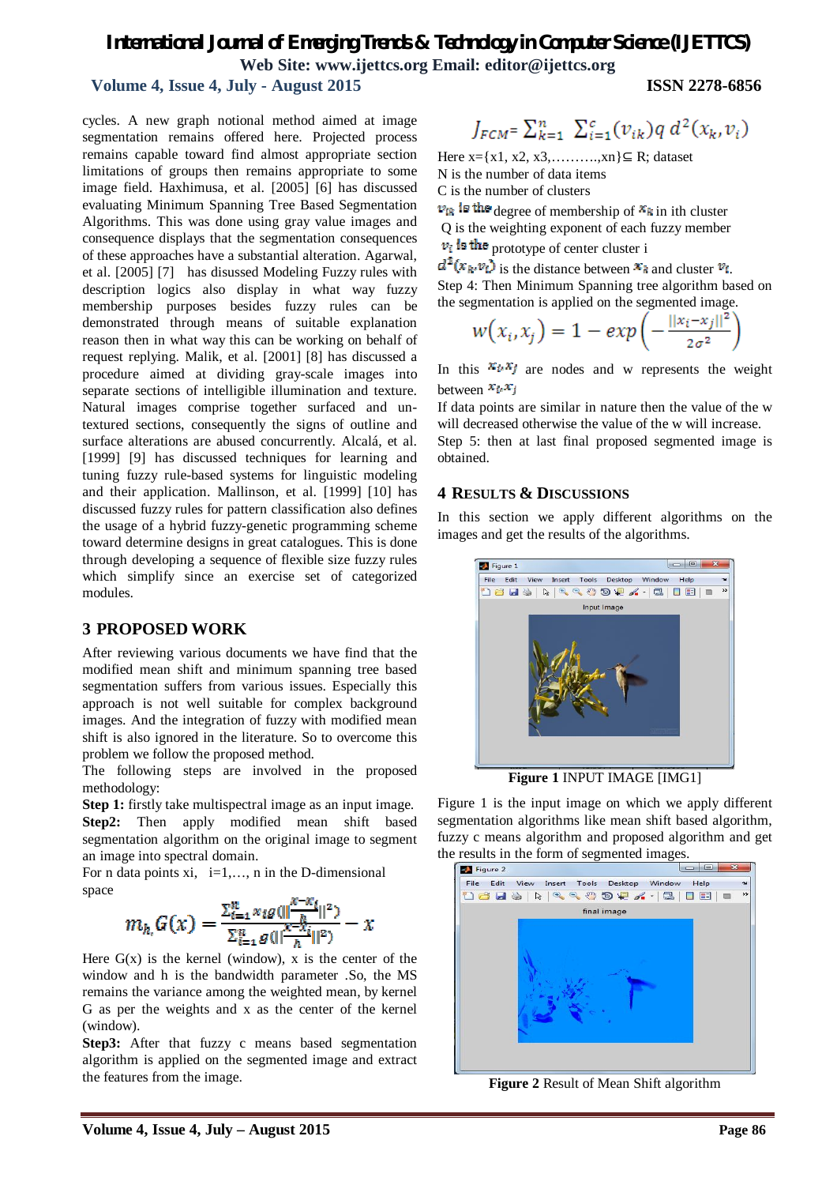cycles. A new graph notional method aimed at image segmentation remains offered here. Projected process remains capable toward find almost appropriate section limitations of groups then remains appropriate to some image field. Haxhimusa, et al. [2005] [6] has discussed evaluating Minimum Spanning Tree Based Segmentation Algorithms. This was done using gray value images and consequence displays that the segmentation consequences of these approaches have a substantial alteration. Agarwal, et al. [2005] [7] has disussed Modeling Fuzzy rules with description logics also display in what way fuzzy membership purposes besides fuzzy rules can be demonstrated through means of suitable explanation reason then in what way this can be working on behalf of request replying. Malik, et al. [2001] [8] has discussed a procedure aimed at dividing gray-scale images into separate sections of intelligible illumination and texture. Natural images comprise together surfaced and un-textured sections, consequently the signs of outline and surface alterations are abused concurrently. Alcalá, et al. [1999] [9] has discussed techniques for learning and tuning fuzzy rule-based systems for linguistic modeling and their application. Mallinson, et al. [1999] [10] has discussed fuzzy rules for pattern classification also defines the usage of a hybrid fuzzy-genetic programming scheme toward determine designs in great catalogues. This is done through developing a sequence of flexible size fuzzy rules which simplify since an exercise set of categorized modules.

## 3 PROPOSED WORK

After reviewing various documents we have find that the modified mean shift and minimum spanning tree based segmentation suffers from various issues. Especially this approach is not well suitable for complex background images. And the integration of fuzzy with modified mean shift is also ignored in the literature. So to overcome this problem we follow the proposed method.

The following steps are involved in the proposed methodology:

**Step 1:** firstly take multispectral image as an input image.

**Step2:** Then apply modified mean shift based segmentation algorithm on the original image to segment an image into spectral domain.

For n data points xi, i=1,…, n in the D-dimensional space

$$m_{h,}G(x) = \frac{\sum_{i=1}^{n} x_i g(\|\frac{x-x_i}{h}\|^2)}{\sum_{i=1}^{n} g(\|\frac{x-x_i}{h}\|^2)} - x$$

Here G(x) is the kernel (window), x is the center of the window and h is the bandwidth parameter .So, the MS remains the variance among the weighted mean, by kernel G as per the weights and x as the center of the kernel (window).

**Step3:** After that fuzzy c means based segmentation algorithm is applied on the segmented image and extract the features from the image.

$$J_{FCM} = \sum_{k=1}^{n} \sum_{i=1}^{c} (v_{ik}) q\, d^2(x_k, v_i)$$

Here x={x1, x2, x3,………..,xn}⊆ R; dataset

N is the number of data items

C is the number of clusters

$v_{ik}$ is the degree of membership of $x_k$ in ith cluster

Q is the weighting exponent of each fuzzy member

$v_i$ is the prototype of center cluster i

$d^2(x_k, v_i)$ is the distance between $x_k$ and cluster $v_i$.

Step 4: Then Minimum Spanning tree algorithm based on the segmentation is applied on the segmented image.

$$w(x_i, x_j) = 1 - exp\left(-\frac{\|x_i - x_j\|^2}{2\sigma^2}\right)$$

In this $x_i, x_j$ are nodes and w represents the weight between $x_i, x_j$

If data points are similar in nature then the value of the w will decreased otherwise the value of the w will increase.

Step 5: then at last final proposed segmented image is obtained.

## 4 RESULTS & DISCUSSIONS

In this section we apply different algorithms on the images and get the results of the algorithms.

**Figure 1** INPUT IMAGE [IMG1]

Figure 1 is the input image on which we apply different segmentation algorithms like mean shift based algorithm, fuzzy c means algorithm and proposed algorithm and get the results in the form of segmented images.

**Figure 2** Result of Mean Shift algorithm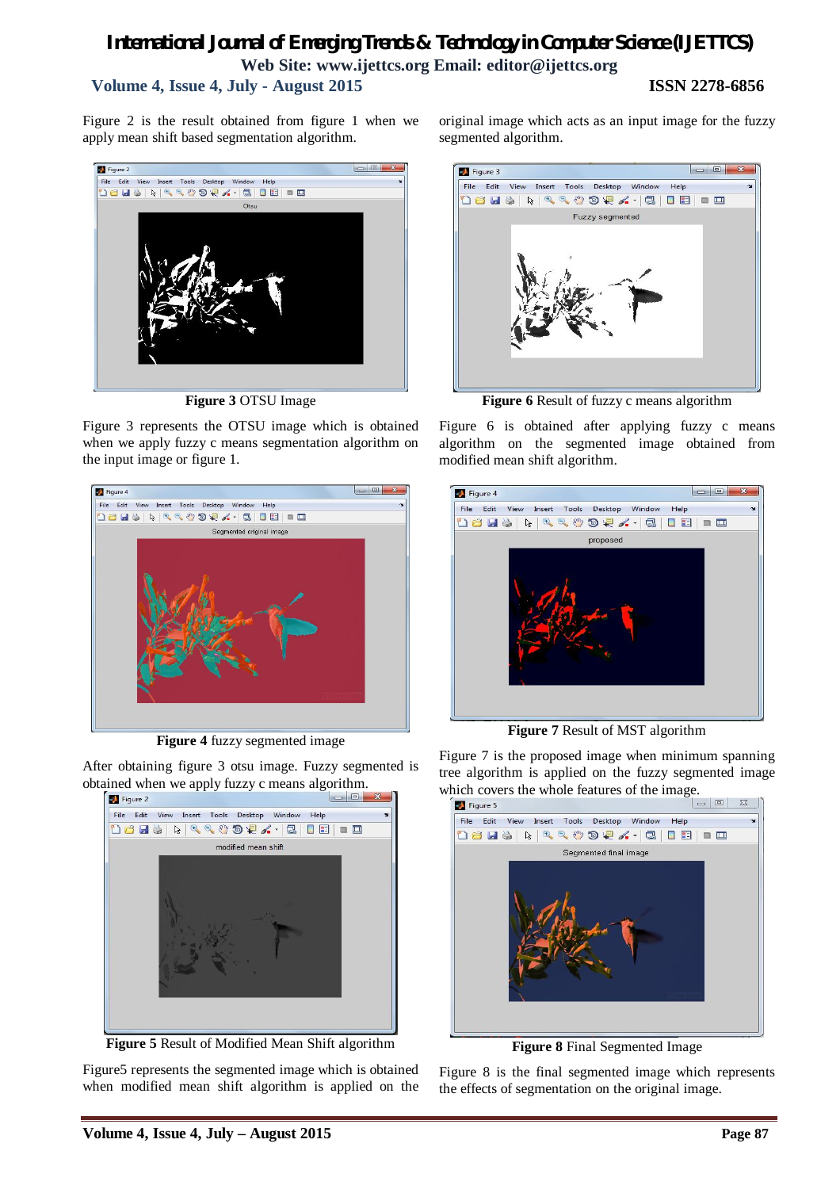Figure 2 is the result obtained from figure 1 when we apply mean shift based segmentation algorithm.

**Figure 3** OTSU Image

Figure 3 represents the OTSU image which is obtained when we apply fuzzy c means segmentation algorithm on the input image or figure 1.

**Figure 4** fuzzy segmented image

After obtaining figure 3 otsu image. Fuzzy segmented is obtained when we apply fuzzy c means algorithm.

**Figure 5** Result of Modified Mean Shift algorithm

Figure5 represents the segmented image which is obtained when modified mean shift algorithm is applied on the original image which acts as an input image for the fuzzy segmented algorithm.

**Figure 6** Result of fuzzy c means algorithm

Figure 6 is obtained after applying fuzzy c means algorithm on the segmented image obtained from modified mean shift algorithm.

**Figure 7** Result of MST algorithm

Figure 7 is the proposed image when minimum spanning tree algorithm is applied on the fuzzy segmented image which covers the whole features of the image.

**Figure 8** Final Segmented Image

Figure 8 is the final segmented image which represents the effects of segmentation on the original image.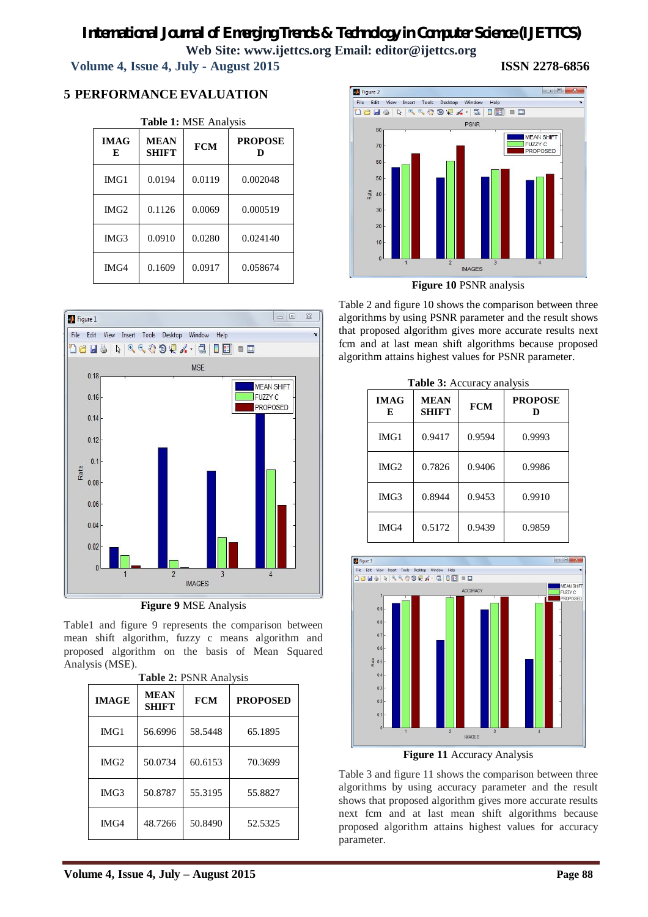## 5 PERFORMANCE EVALUATION

**Table 1:** MSE Analysis

| IMAGE | MEAN SHIFT | FCM | PROPOSED |
|---|---|---|---|
| IMG1 | 0.0194 | 0.0119 | 0.002048 |
| IMG2 | 0.1126 | 0.0069 | 0.000519 |
| IMG3 | 0.0910 | 0.0280 | 0.024140 |
| IMG4 | 0.1609 | 0.0917 | 0.058674 |

**Figure 9** MSE Analysis

Table1 and figure 9 represents the comparison between mean shift algorithm, fuzzy c means algorithm and proposed algorithm on the basis of Mean Squared Analysis (MSE).

**Table 2:** PSNR Analysis

| IMAGE | MEAN SHIFT | FCM | PROPOSED |
|---|---|---|---|
| IMG1 | 56.6996 | 58.5448 | 65.1895 |
| IMG2 | 50.0734 | 60.6153 | 70.3699 |
| IMG3 | 50.8787 | 55.3195 | 55.8827 |
| IMG4 | 48.7266 | 50.8490 | 52.5325 |

**Figure 10** PSNR analysis

Table 2 and figure 10 shows the comparison between three algorithms by using PSNR parameter and the result shows that proposed algorithm gives more accurate results next fcm and at last mean shift algorithms because proposed algorithm attains highest values for PSNR parameter.

**Table 3:** Accuracy analysis

| IMAGE | MEAN SHIFT | FCM | PROPOSED |
|---|---|---|---|
| IMG1 | 0.9417 | 0.9594 | 0.9993 |
| IMG2 | 0.7826 | 0.9406 | 0.9986 |
| IMG3 | 0.8944 | 0.9453 | 0.9910 |
| IMG4 | 0.5172 | 0.9439 | 0.9859 |

**Figure 11** Accuracy Analysis

Table 3 and figure 11 shows the comparison between three algorithms by using accuracy parameter and the result shows that proposed algorithm gives more accurate results next fcm and at last mean shift algorithms because proposed algorithm attains highest values for accuracy parameter.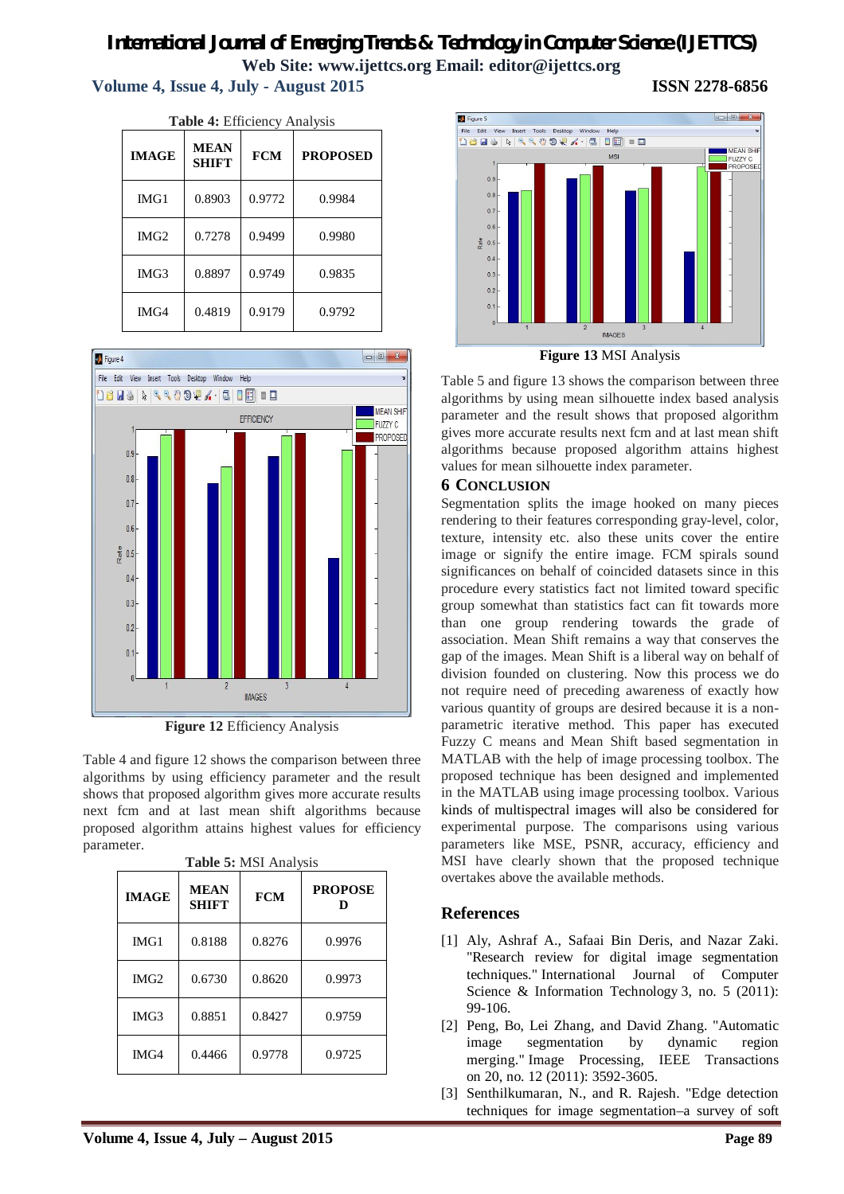**Table 4:** Efficiency Analysis

| IMAGE | MEAN SHIFT | FCM | PROPOSED |
|---|---|---|---|
| IMG1 | 0.8903 | 0.9772 | 0.9984 |
| IMG2 | 0.7278 | 0.9499 | 0.9980 |
| IMG3 | 0.8897 | 0.9749 | 0.9835 |
| IMG4 | 0.4819 | 0.9179 | 0.9792 |

**Figure 12** Efficiency Analysis

Table 4 and figure 12 shows the comparison between three algorithms by using efficiency parameter and the result shows that proposed algorithm gives more accurate results next fcm and at last mean shift algorithms because proposed algorithm attains highest values for efficiency parameter.

**Table 5:** MSI Analysis

| IMAGE | MEAN SHIFT | FCM | PROPOSED |
|---|---|---|---|
| IMG1 | 0.8188 | 0.8276 | 0.9976 |
| IMG2 | 0.6730 | 0.8620 | 0.9973 |
| IMG3 | 0.8851 | 0.8427 | 0.9759 |
| IMG4 | 0.4466 | 0.9778 | 0.9725 |

**Figure 13** MSI Analysis

Table 5 and figure 13 shows the comparison between three algorithms by using mean silhouette index based analysis parameter and the result shows that proposed algorithm gives more accurate results next fcm and at last mean shift algorithms because proposed algorithm attains highest values for mean silhouette index parameter.

## 6 CONCLUSION

Segmentation splits the image hooked on many pieces rendering to their features corresponding gray-level, color, texture, intensity etc. also these units cover the entire image or signify the entire image. FCM spirals sound significances on behalf of coincided datasets since in this procedure every statistics fact not limited toward specific group somewhat than statistics fact can fit towards more than one group rendering towards the grade of association. Mean Shift remains a way that conserves the gap of the images. Mean Shift is a liberal way on behalf of division founded on clustering. Now this process we do not require need of preceding awareness of exactly how various quantity of groups are desired because it is a non-parametric iterative method. This paper has executed Fuzzy C means and Mean Shift based segmentation in MATLAB with the help of image processing toolbox. The proposed technique has been designed and implemented in the MATLAB using image processing toolbox. Various kinds of multispectral images will also be considered for experimental purpose. The comparisons using various parameters like MSE, PSNR, accuracy, efficiency and MSI have clearly shown that the proposed technique overtakes above the available methods.

## References

[1] Aly, Ashraf A., Safaai Bin Deris, and Nazar Zaki. "Research review for digital image segmentation techniques." International Journal of Computer Science & Information Technology 3, no. 5 (2011): 99-106.

[2] Peng, Bo, Lei Zhang, and David Zhang. "Automatic image segmentation by dynamic region merging." Image Processing, IEEE Transactions on 20, no. 12 (2011): 3592-3605.

[3] Senthilkumaran, N., and R. Rajesh. "Edge detection techniques for image segmentation–a survey of soft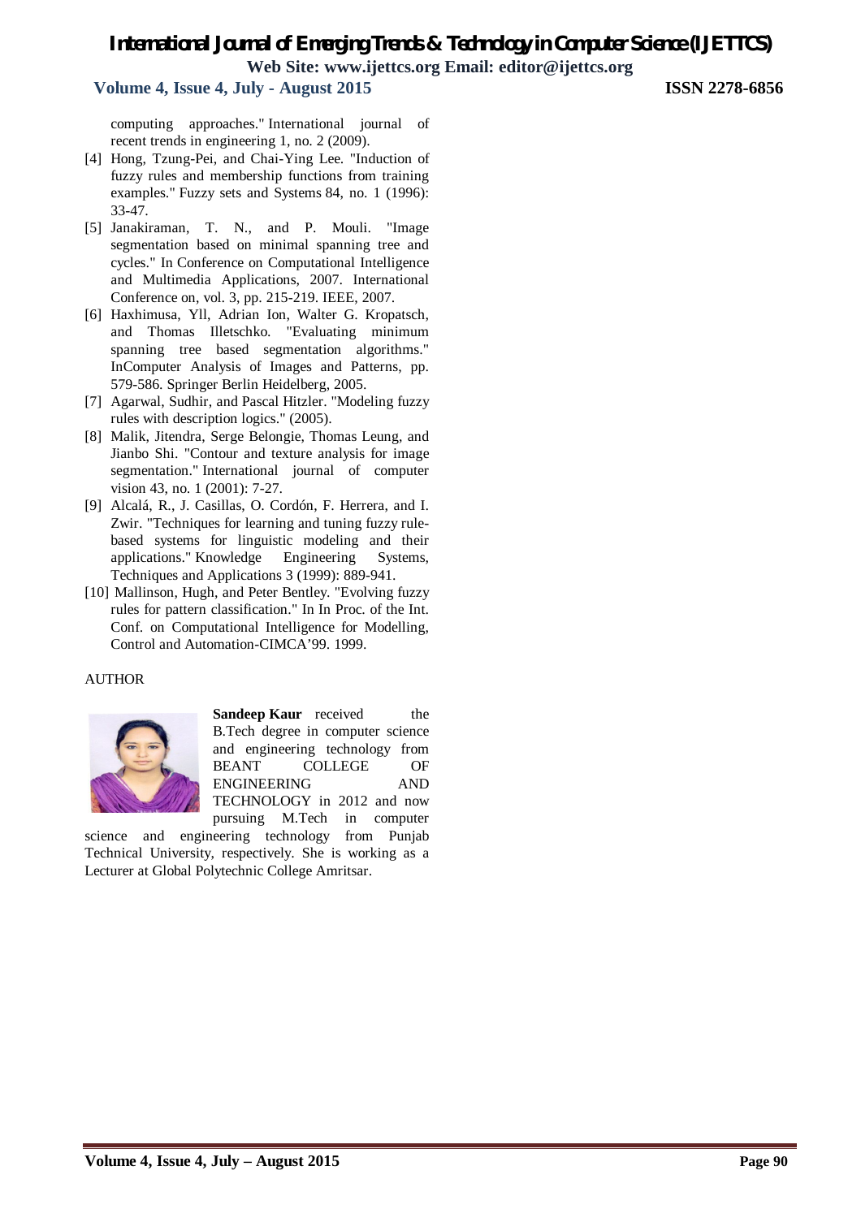computing approaches." International journal of recent trends in engineering 1, no. 2 (2009).

[4] Hong, Tzung-Pei, and Chai-Ying Lee. "Induction of fuzzy rules and membership functions from training examples." Fuzzy sets and Systems 84, no. 1 (1996): 33-47.

[5] Janakiraman, T. N., and P. Mouli. "Image segmentation based on minimal spanning tree and cycles." In Conference on Computational Intelligence and Multimedia Applications, 2007. International Conference on, vol. 3, pp. 215-219. IEEE, 2007.

[6] Haxhimusa, Yll, Adrian Ion, Walter G. Kropatsch, and Thomas Illetschko. "Evaluating minimum spanning tree based segmentation algorithms." InComputer Analysis of Images and Patterns, pp. 579-586. Springer Berlin Heidelberg, 2005.

[7] Agarwal, Sudhir, and Pascal Hitzler. "Modeling fuzzy rules with description logics." (2005).

[8] Malik, Jitendra, Serge Belongie, Thomas Leung, and Jianbo Shi. "Contour and texture analysis for image segmentation." International journal of computer vision 43, no. 1 (2001): 7-27.

[9] Alcalá, R., J. Casillas, O. Cordón, F. Herrera, and I. Zwir. "Techniques for learning and tuning fuzzy rule-based systems for linguistic modeling and their applications." Knowledge Engineering Systems, Techniques and Applications 3 (1999): 889-941.

[10] Mallinson, Hugh, and Peter Bentley. "Evolving fuzzy rules for pattern classification." In In Proc. of the Int. Conf. on Computational Intelligence for Modelling, Control and Automation-CIMCA'99. 1999.

AUTHOR

**Sandeep Kaur** received the B.Tech degree in computer science and engineering technology from BEANT COLLEGE OF ENGINEERING AND TECHNOLOGY in 2012 and now pursuing M.Tech in computer science and engineering technology from Punjab Technical University, respectively. She is working as a Lecturer at Global Polytechnic College Amritsar.